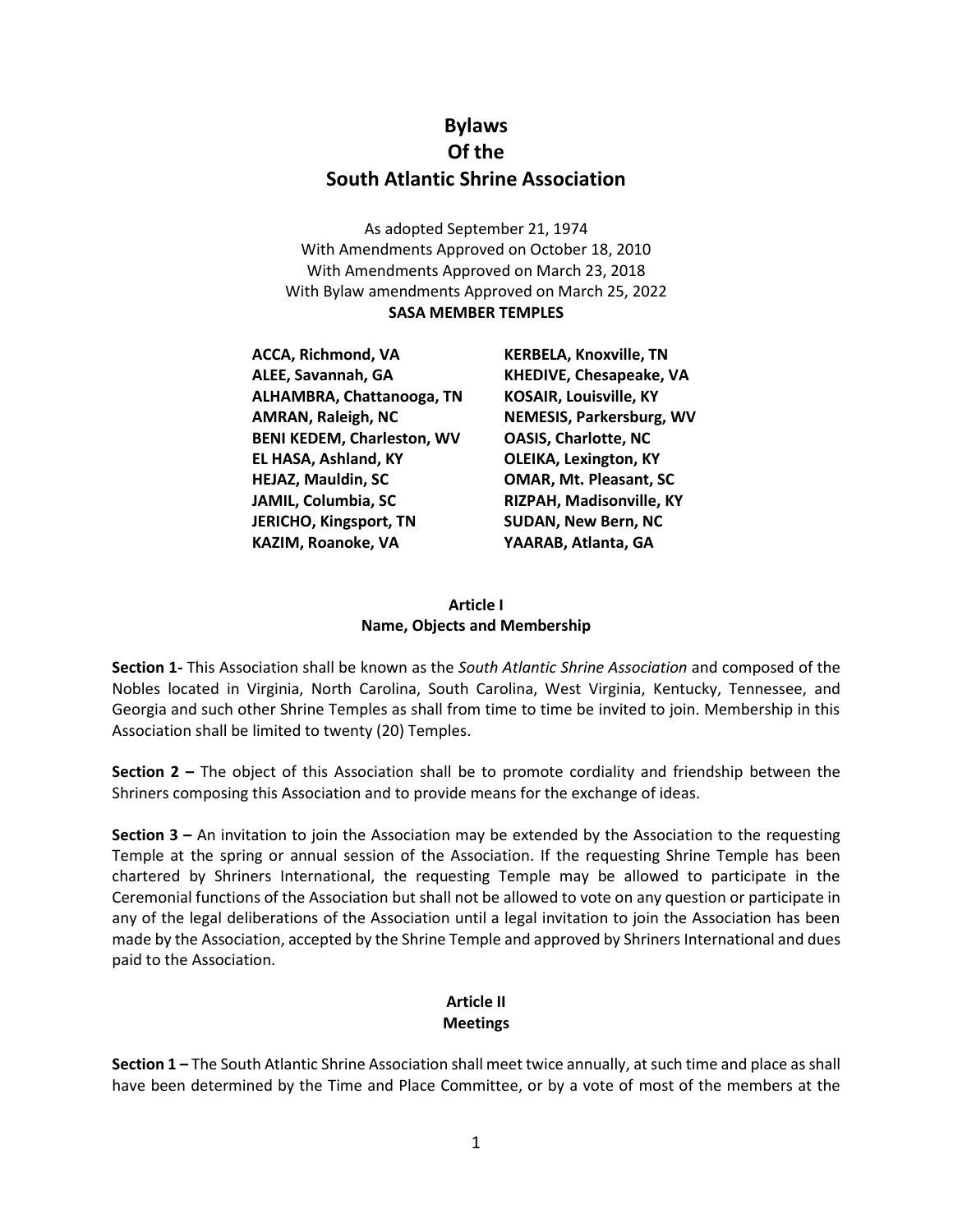# Bylaws
# Of the
# South Atlantic Shrine Association

As adopted September 21, 1974
With Amendments Approved on October 18, 2010
With Amendments Approved on March 23, 2018
With Bylaw amendments Approved on March 25, 2022

**SASA MEMBER TEMPLES**

- **ACCA, Richmond, VA**
- **ALEE, Savannah, GA**
- **ALHAMBRA, Chattanooga, TN**
- **AMRAN, Raleigh, NC**
- **BENI KEDEM, Charleston, WV**
- **EL HASA, Ashland, KY**
- **HEJAZ, Mauldin, SC**
- **JAMIL, Columbia, SC**
- **JERICHO, Kingsport, TN**
- **KAZIM, Roanoke, VA**
- **KERBELA, Knoxville, TN**
- **KHEDIVE, Chesapeake, VA**
- **KOSAIR, Louisville, KY**
- **NEMESIS, Parkersburg, WV**
- **OASIS, Charlotte, NC**
- **OLEIKA, Lexington, KY**
- **OMAR, Mt. Pleasant, SC**
- **RIZPAH, Madisonville, KY**
- **SUDAN, New Bern, NC**
- **YAARAB, Atlanta, GA**

## Article I
## Name, Objects and Membership

**Section 1-** This Association shall be known as the *South Atlantic Shrine Association* and composed of the Nobles located in Virginia, North Carolina, South Carolina, West Virginia, Kentucky, Tennessee, and Georgia and such other Shrine Temples as shall from time to time be invited to join. Membership in this Association shall be limited to twenty (20) Temples.

**Section 2 –** The object of this Association shall be to promote cordiality and friendship between the Shriners composing this Association and to provide means for the exchange of ideas.

**Section 3 –** An invitation to join the Association may be extended by the Association to the requesting Temple at the spring or annual session of the Association. If the requesting Shrine Temple has been chartered by Shriners International, the requesting Temple may be allowed to participate in the Ceremonial functions of the Association but shall not be allowed to vote on any question or participate in any of the legal deliberations of the Association until a legal invitation to join the Association has been made by the Association, accepted by the Shrine Temple and approved by Shriners International and dues paid to the Association.

## Article II
## Meetings

**Section 1 –** The South Atlantic Shrine Association shall meet twice annually, at such time and place as shall have been determined by the Time and Place Committee, or by a vote of most of the members at the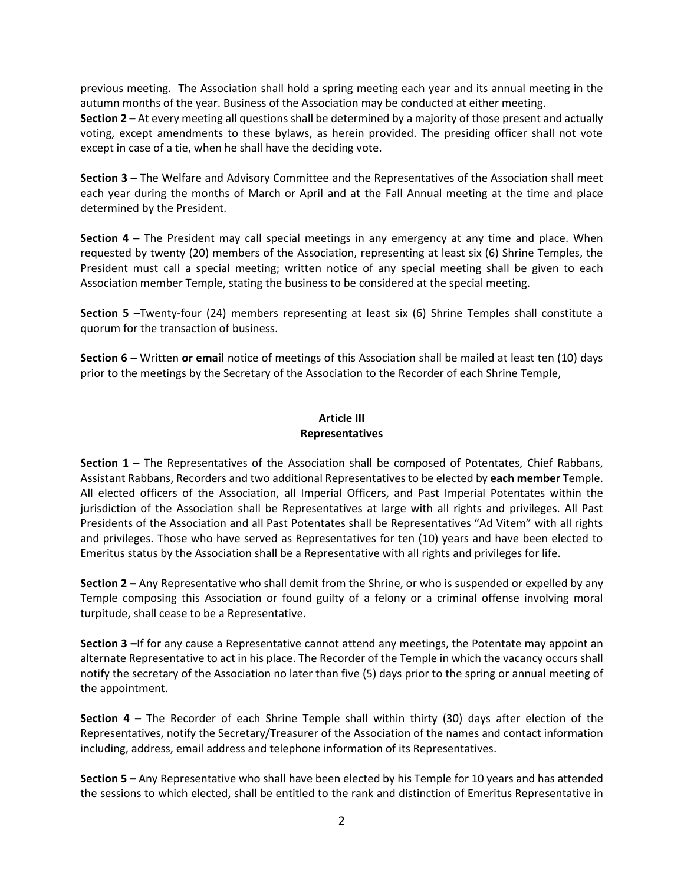previous meeting. The Association shall hold a spring meeting each year and its annual meeting in the autumn months of the year. Business of the Association may be conducted at either meeting.

**Section 2 –** At every meeting all questions shall be determined by a majority of those present and actually voting, except amendments to these bylaws, as herein provided. The presiding officer shall not vote except in case of a tie, when he shall have the deciding vote.

**Section 3 –** The Welfare and Advisory Committee and the Representatives of the Association shall meet each year during the months of March or April and at the Fall Annual meeting at the time and place determined by the President.

**Section 4 –** The President may call special meetings in any emergency at any time and place. When requested by twenty (20) members of the Association, representing at least six (6) Shrine Temples, the President must call a special meeting; written notice of any special meeting shall be given to each Association member Temple, stating the business to be considered at the special meeting.

**Section 5 –**Twenty-four (24) members representing at least six (6) Shrine Temples shall constitute a quorum for the transaction of business.

**Section 6 –** Written **or email** notice of meetings of this Association shall be mailed at least ten (10) days prior to the meetings by the Secretary of the Association to the Recorder of each Shrine Temple,

## Article III
## Representatives

**Section 1 –** The Representatives of the Association shall be composed of Potentates, Chief Rabbans, Assistant Rabbans, Recorders and two additional Representatives to be elected by **each member** Temple. All elected officers of the Association, all Imperial Officers, and Past Imperial Potentates within the jurisdiction of the Association shall be Representatives at large with all rights and privileges. All Past Presidents of the Association and all Past Potentates shall be Representatives "Ad Vitem" with all rights and privileges. Those who have served as Representatives for ten (10) years and have been elected to Emeritus status by the Association shall be a Representative with all rights and privileges for life.

**Section 2 –** Any Representative who shall demit from the Shrine, or who is suspended or expelled by any Temple composing this Association or found guilty of a felony or a criminal offense involving moral turpitude, shall cease to be a Representative.

**Section 3 –**If for any cause a Representative cannot attend any meetings, the Potentate may appoint an alternate Representative to act in his place. The Recorder of the Temple in which the vacancy occurs shall notify the secretary of the Association no later than five (5) days prior to the spring or annual meeting of the appointment.

**Section 4 –** The Recorder of each Shrine Temple shall within thirty (30) days after election of the Representatives, notify the Secretary/Treasurer of the Association of the names and contact information including, address, email address and telephone information of its Representatives.

**Section 5 –** Any Representative who shall have been elected by his Temple for 10 years and has attended the sessions to which elected, shall be entitled to the rank and distinction of Emeritus Representative in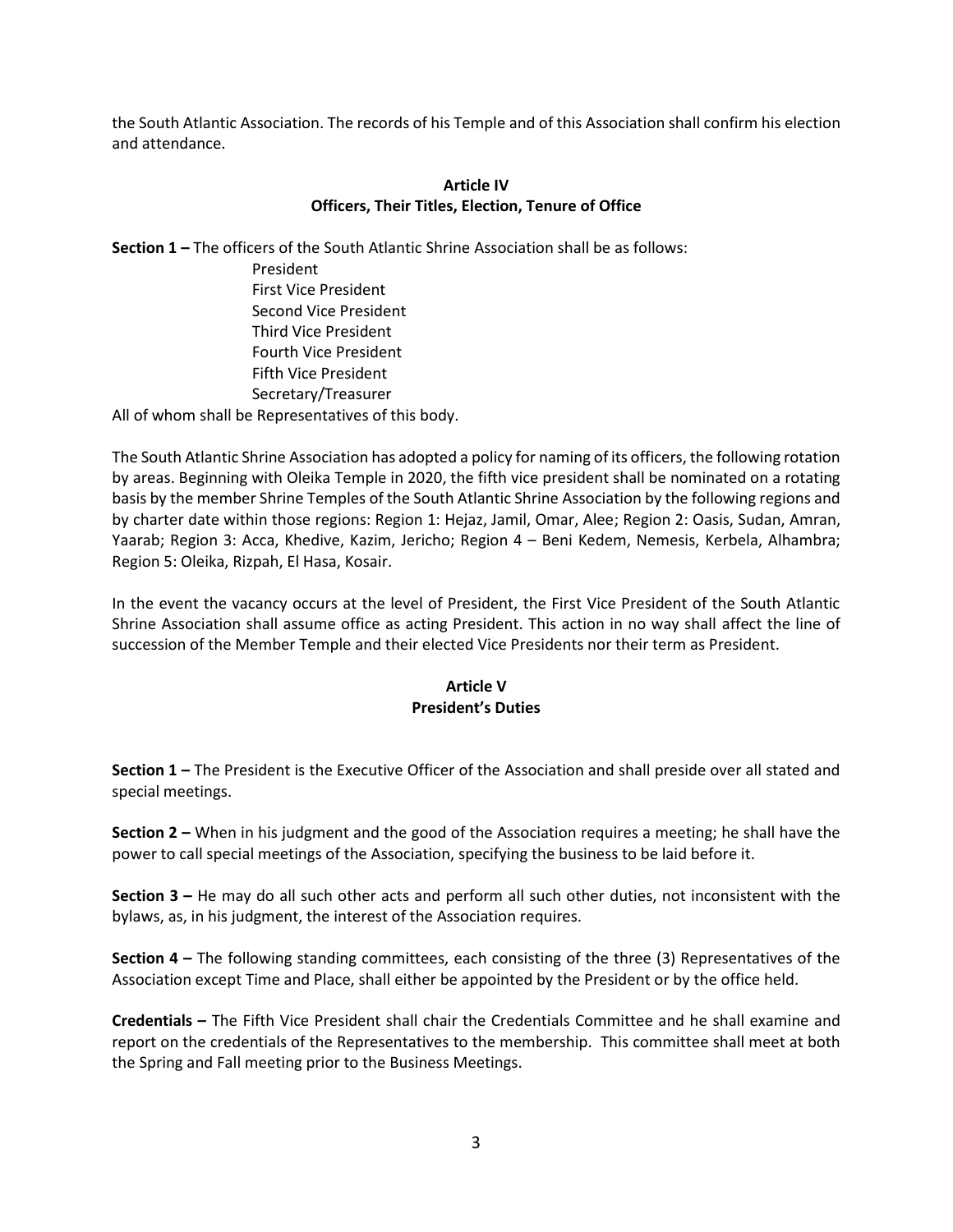the South Atlantic Association. The records of his Temple and of this Association shall confirm his election and attendance.

## Article IV
## Officers, Their Titles, Election, Tenure of Office

**Section 1 –** The officers of the South Atlantic Shrine Association shall be as follows:

President
First Vice President
Second Vice President
Third Vice President
Fourth Vice President
Fifth Vice President
Secretary/Treasurer

All of whom shall be Representatives of this body.

The South Atlantic Shrine Association has adopted a policy for naming of its officers, the following rotation by areas. Beginning with Oleika Temple in 2020, the fifth vice president shall be nominated on a rotating basis by the member Shrine Temples of the South Atlantic Shrine Association by the following regions and by charter date within those regions: Region 1: Hejaz, Jamil, Omar, Alee; Region 2: Oasis, Sudan, Amran, Yaarab; Region 3: Acca, Khedive, Kazim, Jericho; Region 4 – Beni Kedem, Nemesis, Kerbela, Alhambra; Region 5: Oleika, Rizpah, El Hasa, Kosair.

In the event the vacancy occurs at the level of President, the First Vice President of the South Atlantic Shrine Association shall assume office as acting President. This action in no way shall affect the line of succession of the Member Temple and their elected Vice Presidents nor their term as President.

## Article V
## President's Duties

**Section 1 –** The President is the Executive Officer of the Association and shall preside over all stated and special meetings.

**Section 2 –** When in his judgment and the good of the Association requires a meeting; he shall have the power to call special meetings of the Association, specifying the business to be laid before it.

**Section 3 –** He may do all such other acts and perform all such other duties, not inconsistent with the bylaws, as, in his judgment, the interest of the Association requires.

**Section 4 –** The following standing committees, each consisting of the three (3) Representatives of the Association except Time and Place, shall either be appointed by the President or by the office held.

**Credentials –** The Fifth Vice President shall chair the Credentials Committee and he shall examine and report on the credentials of the Representatives to the membership. This committee shall meet at both the Spring and Fall meeting prior to the Business Meetings.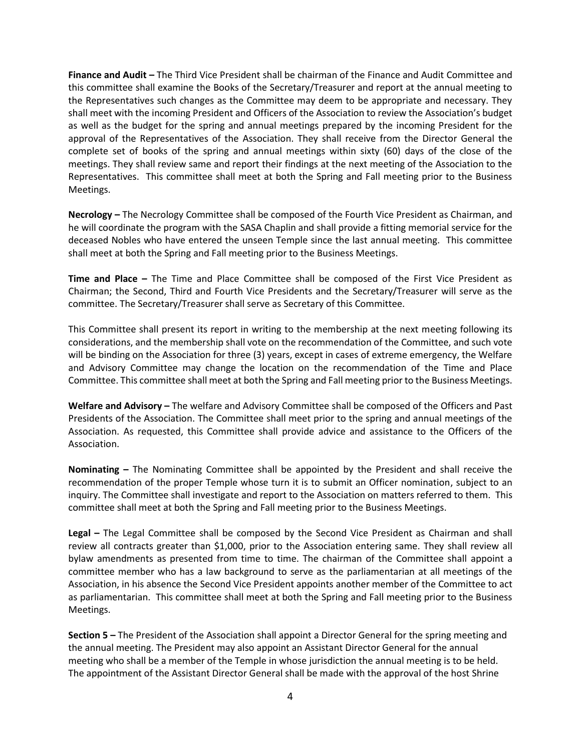**Finance and Audit –** The Third Vice President shall be chairman of the Finance and Audit Committee and this committee shall examine the Books of the Secretary/Treasurer and report at the annual meeting to the Representatives such changes as the Committee may deem to be appropriate and necessary. They shall meet with the incoming President and Officers of the Association to review the Association's budget as well as the budget for the spring and annual meetings prepared by the incoming President for the approval of the Representatives of the Association. They shall receive from the Director General the complete set of books of the spring and annual meetings within sixty (60) days of the close of the meetings. They shall review same and report their findings at the next meeting of the Association to the Representatives. This committee shall meet at both the Spring and Fall meeting prior to the Business Meetings.

**Necrology –** The Necrology Committee shall be composed of the Fourth Vice President as Chairman, and he will coordinate the program with the SASA Chaplin and shall provide a fitting memorial service for the deceased Nobles who have entered the unseen Temple since the last annual meeting. This committee shall meet at both the Spring and Fall meeting prior to the Business Meetings.

**Time and Place –** The Time and Place Committee shall be composed of the First Vice President as Chairman; the Second, Third and Fourth Vice Presidents and the Secretary/Treasurer will serve as the committee. The Secretary/Treasurer shall serve as Secretary of this Committee.

This Committee shall present its report in writing to the membership at the next meeting following its considerations, and the membership shall vote on the recommendation of the Committee, and such vote will be binding on the Association for three (3) years, except in cases of extreme emergency, the Welfare and Advisory Committee may change the location on the recommendation of the Time and Place Committee. This committee shall meet at both the Spring and Fall meeting prior to the Business Meetings.

**Welfare and Advisory –** The welfare and Advisory Committee shall be composed of the Officers and Past Presidents of the Association. The Committee shall meet prior to the spring and annual meetings of the Association. As requested, this Committee shall provide advice and assistance to the Officers of the Association.

**Nominating –** The Nominating Committee shall be appointed by the President and shall receive the recommendation of the proper Temple whose turn it is to submit an Officer nomination, subject to an inquiry. The Committee shall investigate and report to the Association on matters referred to them. This committee shall meet at both the Spring and Fall meeting prior to the Business Meetings.

**Legal –** The Legal Committee shall be composed by the Second Vice President as Chairman and shall review all contracts greater than $1,000, prior to the Association entering same. They shall review all bylaw amendments as presented from time to time. The chairman of the Committee shall appoint a committee member who has a law background to serve as the parliamentarian at all meetings of the Association, in his absence the Second Vice President appoints another member of the Committee to act as parliamentarian. This committee shall meet at both the Spring and Fall meeting prior to the Business Meetings.

**Section 5 –** The President of the Association shall appoint a Director General for the spring meeting and the annual meeting. The President may also appoint an Assistant Director General for the annual meeting who shall be a member of the Temple in whose jurisdiction the annual meeting is to be held. The appointment of the Assistant Director General shall be made with the approval of the host Shrine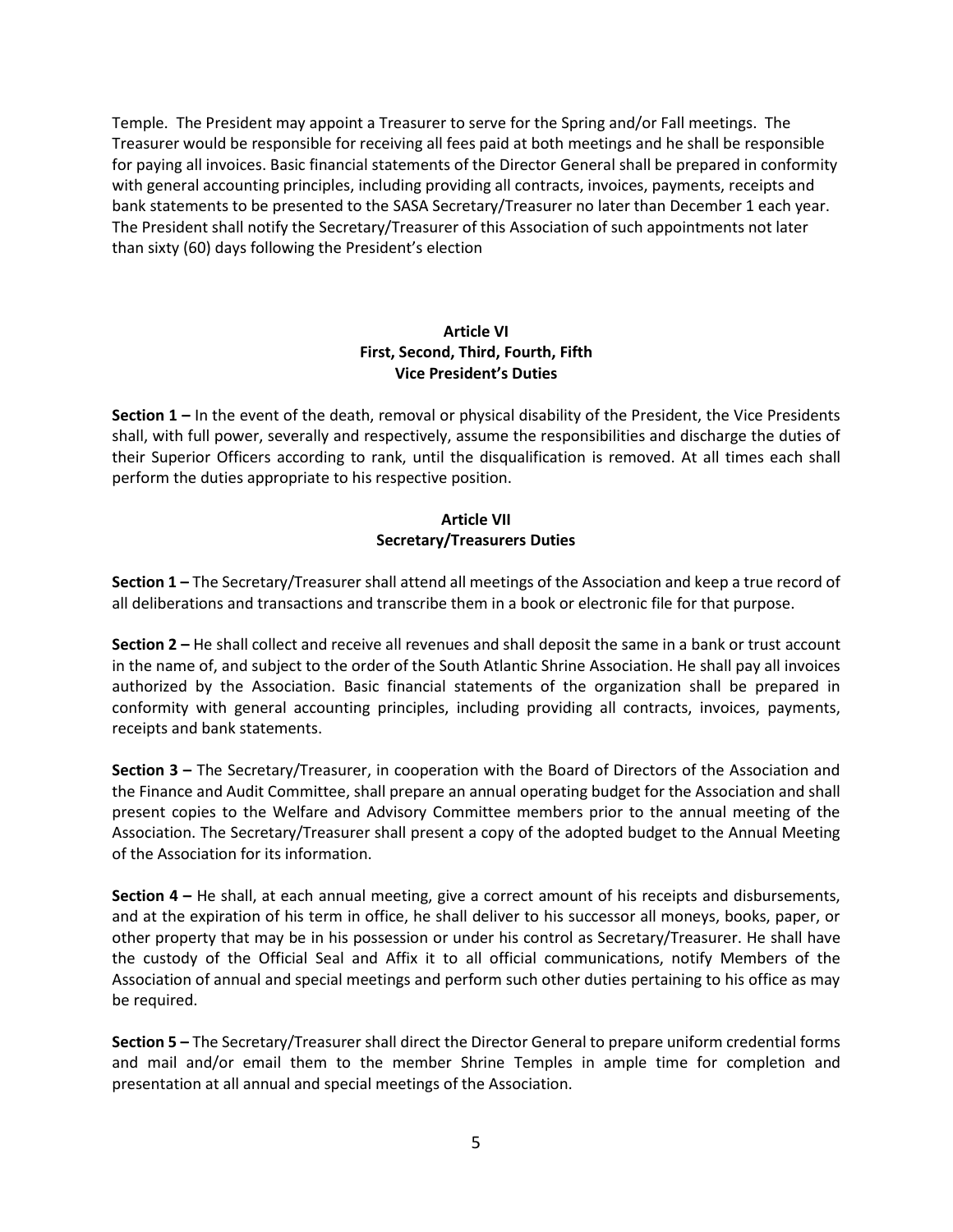Temple. The President may appoint a Treasurer to serve for the Spring and/or Fall meetings. The Treasurer would be responsible for receiving all fees paid at both meetings and he shall be responsible for paying all invoices. Basic financial statements of the Director General shall be prepared in conformity with general accounting principles, including providing all contracts, invoices, payments, receipts and bank statements to be presented to the SASA Secretary/Treasurer no later than December 1 each year. The President shall notify the Secretary/Treasurer of this Association of such appointments not later than sixty (60) days following the President's election

## Article VI
## First, Second, Third, Fourth, Fifth
## Vice President's Duties

**Section 1 –** In the event of the death, removal or physical disability of the President, the Vice Presidents shall, with full power, severally and respectively, assume the responsibilities and discharge the duties of their Superior Officers according to rank, until the disqualification is removed. At all times each shall perform the duties appropriate to his respective position.

## Article VII
## Secretary/Treasurers Duties

**Section 1 –** The Secretary/Treasurer shall attend all meetings of the Association and keep a true record of all deliberations and transactions and transcribe them in a book or electronic file for that purpose.

**Section 2 –** He shall collect and receive all revenues and shall deposit the same in a bank or trust account in the name of, and subject to the order of the South Atlantic Shrine Association. He shall pay all invoices authorized by the Association. Basic financial statements of the organization shall be prepared in conformity with general accounting principles, including providing all contracts, invoices, payments, receipts and bank statements.

**Section 3 –** The Secretary/Treasurer, in cooperation with the Board of Directors of the Association and the Finance and Audit Committee, shall prepare an annual operating budget for the Association and shall present copies to the Welfare and Advisory Committee members prior to the annual meeting of the Association. The Secretary/Treasurer shall present a copy of the adopted budget to the Annual Meeting of the Association for its information.

**Section 4 –** He shall, at each annual meeting, give a correct amount of his receipts and disbursements, and at the expiration of his term in office, he shall deliver to his successor all moneys, books, paper, or other property that may be in his possession or under his control as Secretary/Treasurer. He shall have the custody of the Official Seal and Affix it to all official communications, notify Members of the Association of annual and special meetings and perform such other duties pertaining to his office as may be required.

**Section 5 –** The Secretary/Treasurer shall direct the Director General to prepare uniform credential forms and mail and/or email them to the member Shrine Temples in ample time for completion and presentation at all annual and special meetings of the Association.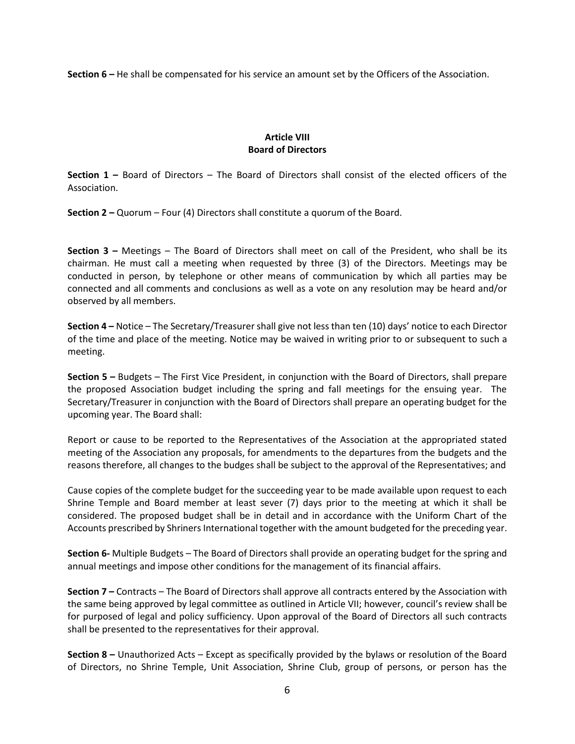**Section 6 –** He shall be compensated for his service an amount set by the Officers of the Association.

## Article VIII
## Board of Directors

**Section 1 –** Board of Directors – The Board of Directors shall consist of the elected officers of the Association.

**Section 2 –** Quorum – Four (4) Directors shall constitute a quorum of the Board.

**Section 3 –** Meetings – The Board of Directors shall meet on call of the President, who shall be its chairman. He must call a meeting when requested by three (3) of the Directors. Meetings may be conducted in person, by telephone or other means of communication by which all parties may be connected and all comments and conclusions as well as a vote on any resolution may be heard and/or observed by all members.

**Section 4 –** Notice – The Secretary/Treasurer shall give not less than ten (10) days' notice to each Director of the time and place of the meeting. Notice may be waived in writing prior to or subsequent to such a meeting.

**Section 5 –** Budgets – The First Vice President, in conjunction with the Board of Directors, shall prepare the proposed Association budget including the spring and fall meetings for the ensuing year. The Secretary/Treasurer in conjunction with the Board of Directors shall prepare an operating budget for the upcoming year. The Board shall:

Report or cause to be reported to the Representatives of the Association at the appropriated stated meeting of the Association any proposals, for amendments to the departures from the budgets and the reasons therefore, all changes to the budges shall be subject to the approval of the Representatives; and

Cause copies of the complete budget for the succeeding year to be made available upon request to each Shrine Temple and Board member at least sever (7) days prior to the meeting at which it shall be considered. The proposed budget shall be in detail and in accordance with the Uniform Chart of the Accounts prescribed by Shriners International together with the amount budgeted for the preceding year.

**Section 6-** Multiple Budgets – The Board of Directors shall provide an operating budget for the spring and annual meetings and impose other conditions for the management of its financial affairs.

**Section 7 –** Contracts – The Board of Directors shall approve all contracts entered by the Association with the same being approved by legal committee as outlined in Article VII; however, council's review shall be for purposed of legal and policy sufficiency. Upon approval of the Board of Directors all such contracts shall be presented to the representatives for their approval.

**Section 8 –** Unauthorized Acts – Except as specifically provided by the bylaws or resolution of the Board of Directors, no Shrine Temple, Unit Association, Shrine Club, group of persons, or person has the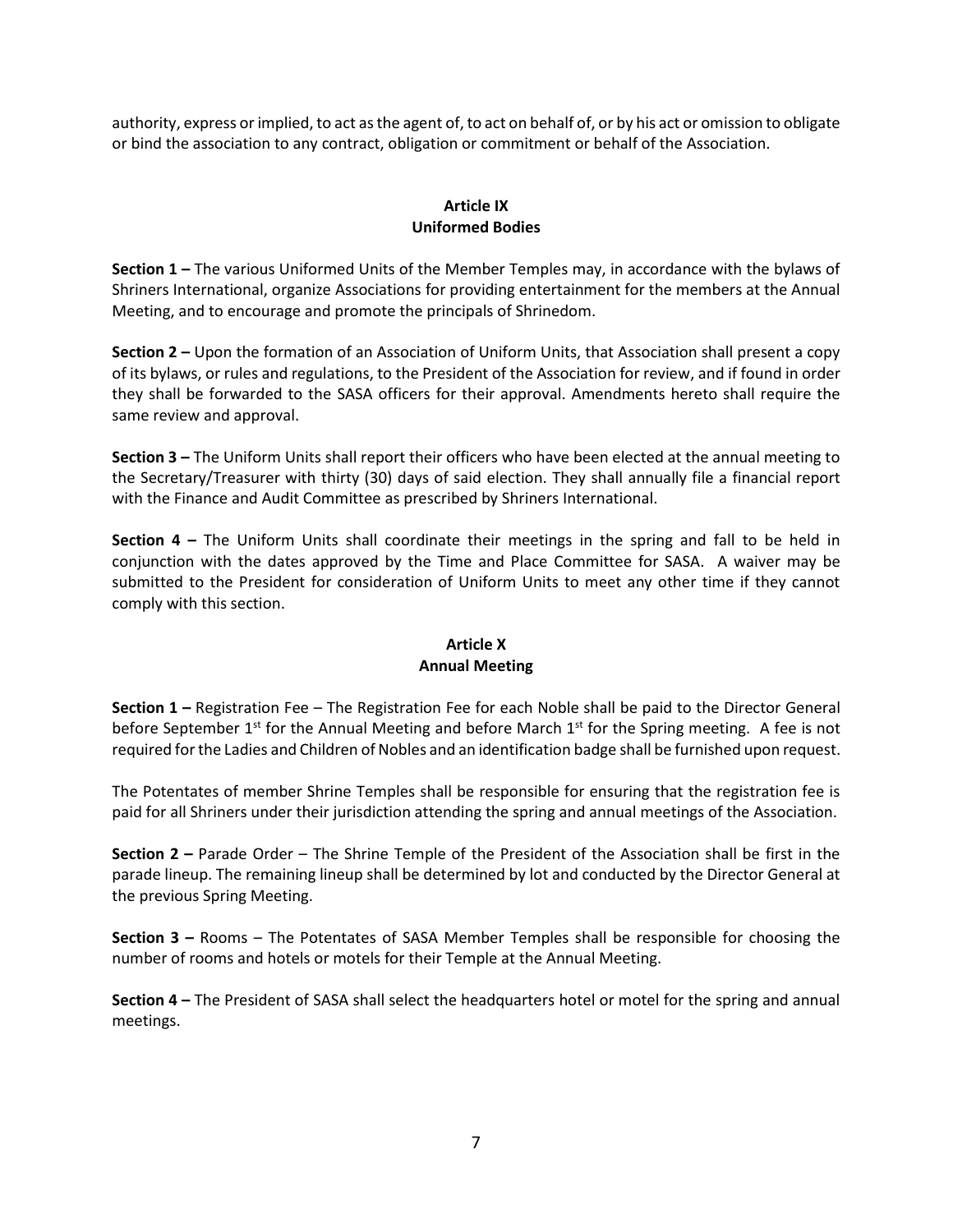authority, express or implied, to act as the agent of, to act on behalf of, or by his act or omission to obligate or bind the association to any contract, obligation or commitment or behalf of the Association.

## Article IX
## Uniformed Bodies

**Section 1 –** The various Uniformed Units of the Member Temples may, in accordance with the bylaws of Shriners International, organize Associations for providing entertainment for the members at the Annual Meeting, and to encourage and promote the principals of Shrinedom.

**Section 2 –** Upon the formation of an Association of Uniform Units, that Association shall present a copy of its bylaws, or rules and regulations, to the President of the Association for review, and if found in order they shall be forwarded to the SASA officers for their approval. Amendments hereto shall require the same review and approval.

**Section 3 –** The Uniform Units shall report their officers who have been elected at the annual meeting to the Secretary/Treasurer with thirty (30) days of said election. They shall annually file a financial report with the Finance and Audit Committee as prescribed by Shriners International.

**Section 4 –** The Uniform Units shall coordinate their meetings in the spring and fall to be held in conjunction with the dates approved by the Time and Place Committee for SASA. A waiver may be submitted to the President for consideration of Uniform Units to meet any other time if they cannot comply with this section.

## Article X
## Annual Meeting

**Section 1 –** Registration Fee – The Registration Fee for each Noble shall be paid to the Director General before September 1st for the Annual Meeting and before March 1st for the Spring meeting. A fee is not required for the Ladies and Children of Nobles and an identification badge shall be furnished upon request.

The Potentates of member Shrine Temples shall be responsible for ensuring that the registration fee is paid for all Shriners under their jurisdiction attending the spring and annual meetings of the Association.

**Section 2 –** Parade Order – The Shrine Temple of the President of the Association shall be first in the parade lineup. The remaining lineup shall be determined by lot and conducted by the Director General at the previous Spring Meeting.

**Section 3 –** Rooms – The Potentates of SASA Member Temples shall be responsible for choosing the number of rooms and hotels or motels for their Temple at the Annual Meeting.

**Section 4 –** The President of SASA shall select the headquarters hotel or motel for the spring and annual meetings.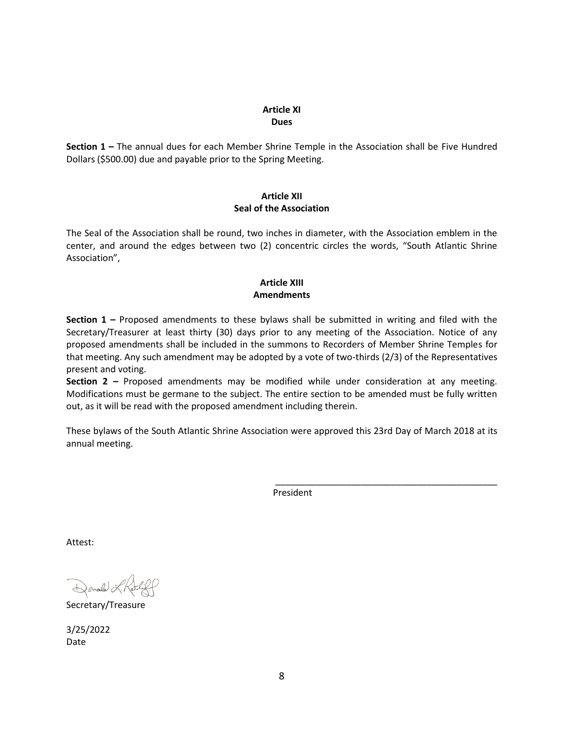## Article XI
## Dues

**Section 1 –** The annual dues for each Member Shrine Temple in the Association shall be Five Hundred Dollars ($500.00) due and payable prior to the Spring Meeting.

## Article XII
## Seal of the Association

The Seal of the Association shall be round, two inches in diameter, with the Association emblem in the center, and around the edges between two (2) concentric circles the words, "South Atlantic Shrine Association",

## Article XIII
## Amendments

**Section 1 –** Proposed amendments to these bylaws shall be submitted in writing and filed with the Secretary/Treasurer at least thirty (30) days prior to any meeting of the Association. Notice of any proposed amendments shall be included in the summons to Recorders of Member Shrine Temples for that meeting. Any such amendment may be adopted by a vote of two-thirds (2/3) of the Representatives present and voting.

**Section 2 –** Proposed amendments may be modified while under consideration at any meeting. Modifications must be germane to the subject. The entire section to be amended must be fully written out, as it will be read with the proposed amendment including therein.

These bylaws of the South Atlantic Shrine Association were approved this 23rd Day of March 2018 at its annual meeting.

\_\_\_\_\_\_\_\_\_\_\_\_\_\_\_\_\_\_\_\_\_\_\_\_\_\_\_\_\_\_\_\_\_\_\_\_\_\_\_\_\_\_\_\_

President

Attest:

Donald L Ratliff

Secretary/Treasure

3/25/2022

Date